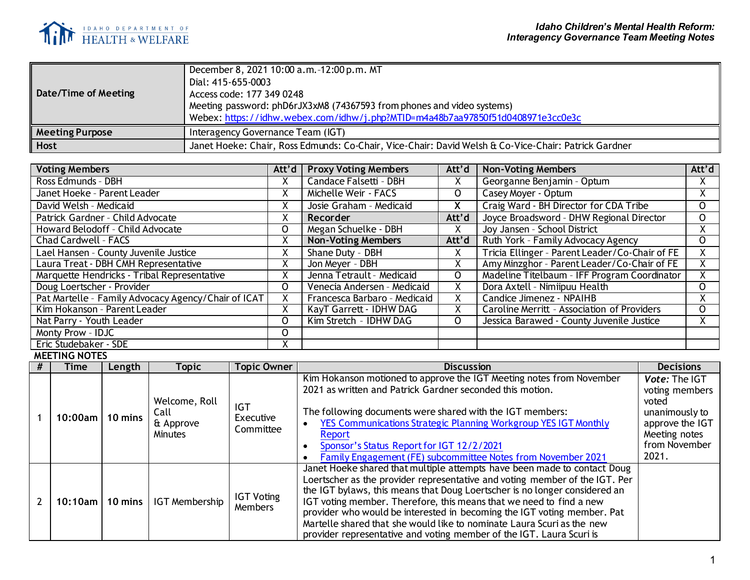Idaho Children's Mental Health Reform:
Interagency Governance Team Meeting Notes

| | |
|---|---|
| **Date/Time of Meeting** | December 8, 2021 10:00 a.m.–12:00 p.m. MT<br>Dial: 415-655-0003<br>Access code: 177 349 0248<br>Meeting password: phD6rJX3xM8 (74367593 from phones and video systems)<br>Webex: [https://idhw.webex.com/idhw/j.php?MTID=m4a48b7aa97850f51d0408971e3cc0e3c](https://idhw.webex.com/idhw/j.php?MTID=m4a48b7aa97850f51d0408971e3cc0e3c) |
| **Meeting Purpose** | Interagency Governance Team (IGT) |
| **Host** | Janet Hoeke: Chair, Ross Edmunds: Co-Chair, Vice-Chair: David Welsh & Co-Vice-Chair: Patrick Gardner |

| Voting Members | Att'd | Proxy Voting Members | Att'd | Non-Voting Members | Att'd |
|---|---|---|---|---|---|
| Ross Edmunds - DBH | X | Candace Falsetti - DBH | X | Georganne Benjamin - Optum | X |
| Janet Hoeke - Parent Leader | X | Michelle Weir - FACS | O | Casey Moyer - Optum | X |
| David Welsh - Medicaid | X | Josie Graham - Medicaid | X | Craig Ward - BH Director for CDA Tribe | O |
| Patrick Gardner - Child Advocate | X | **Recorder** | **Att'd** | Joyce Broadsword - DHW Regional Director | O |
| Howard Belodoff - Child Advocate | O | Megan Schuelke - DBH | X | Joy Jansen - School District | X |
| Chad Cardwell - FACS | X | **Non-Voting Members** | **Att'd** | Ruth York - Family Advocacy Agency | O |
| Lael Hansen - County Juvenile Justice | X | Shane Duty - DBH | X | Tricia Ellinger - Parent Leader/Co-Chair of FE | X |
| Laura Treat - DBH CMH Representative | X | Jon Meyer - DBH | X | Amy Minzghor - Parent Leader/Co-Chair of FE | X |
| Marquette Hendricks - Tribal Representative | X | Jenna Tetrault - Medicaid | O | Madeline Titelbaum - IFF Program Coordinator | X |
| Doug Loertscher - Provider | O | Venecia Andersen - Medicaid | X | Dora Axtell - Nimiipuu Health | O |
| Pat Martelle - Family Advocacy Agency/Chair of ICAT | X | Francesca Barbaro - Medicaid | X | Candice Jimenez - NPAIHB | X |
| Kim Hokanson - Parent Leader | X | KayT Garrett - IDHW DAG | X | Caroline Merritt - Association of Providers | O |
| Nat Parry - Youth Leader | O | Kim Stretch - IDHW DAG | O | Jessica Barawed - County Juvenile Justice | X |
| Monty Prow - IDJC | O | | | | |
| Eric Studebaker - SDE | X | | | | |

**MEETING NOTES**

| # | Time | Length | Topic | Topic Owner | Discussion | Decisions |
|---|---|---|---|---|---|---|
| 1 | 10:00am | 10 mins | Welcome, Roll Call & Approve Minutes | IGT Executive Committee | Kim Hokanson motioned to approve the IGT Meeting notes from November 2021 as written and Patrick Gardner seconded this motion.<br><br>The following documents were shared with the IGT members:<br>• YES Communications Strategic Planning Workgroup YES IGT Monthly Report<br>• Sponsor's Status Report for IGT 12/2/2021<br>• Family Engagement (FE) subcommittee Notes from November 2021 | ***Vote:*** The IGT voting members voted unanimously to approve the IGT Meeting notes from November 2021. |
| 2 | 10:10am | 10 mins | IGT Membership | IGT Voting Members | Janet Hoeke shared that multiple attempts have been made to contact Doug Loertscher as the provider representative and voting member of the IGT. Per the IGT bylaws, this means that Doug Loertscher is no longer considered an IGT voting member. Therefore, this means that we need to find a new provider who would be interested in becoming the IGT voting member. Pat Martelle shared that she would like to nominate Laura Scuri as the new provider representative and voting member of the IGT. Laura Scuri is | |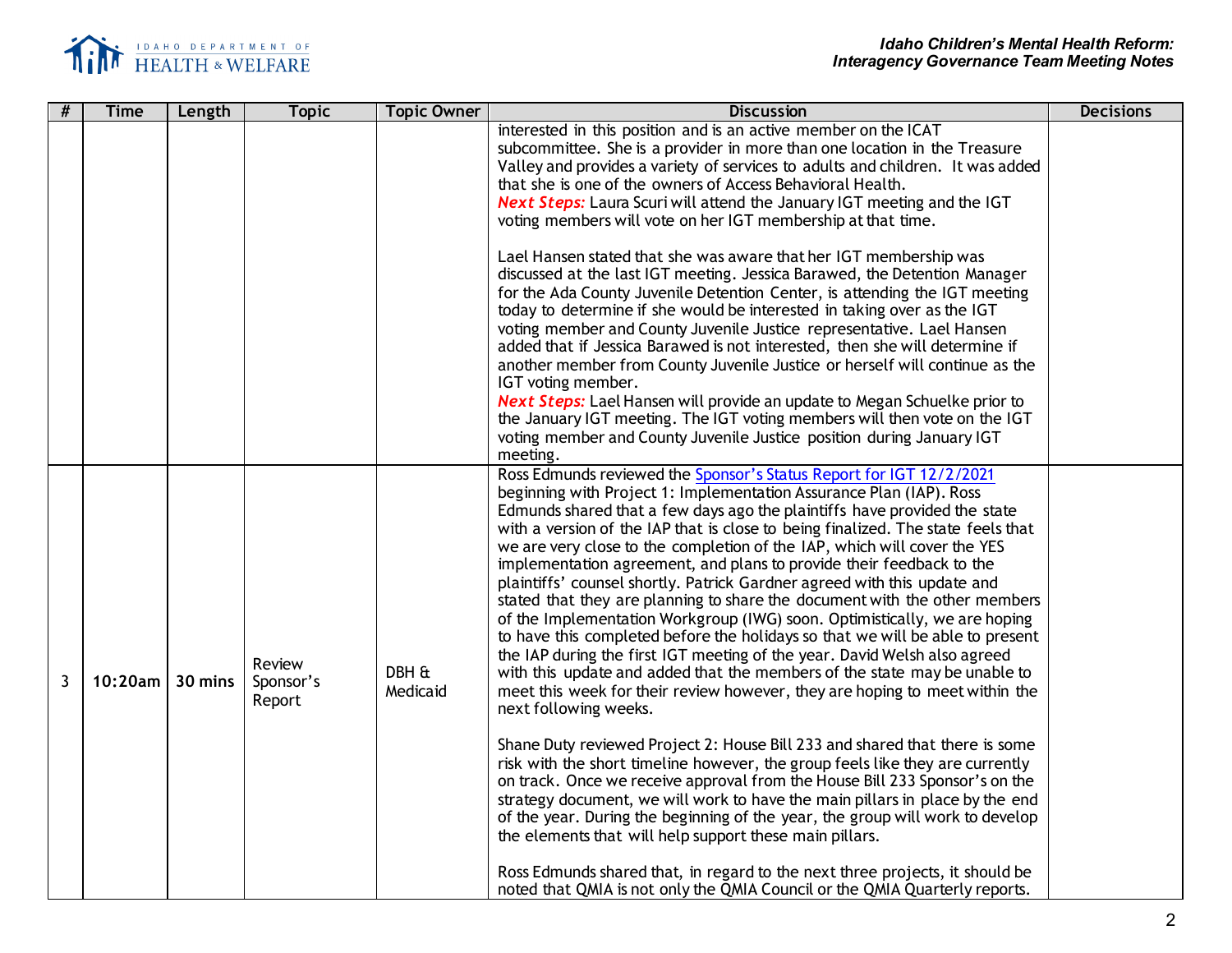| # | Time | Length | Topic | Topic Owner | Discussion | Decisions |
|---|---|---|---|---|---|---|
| | | | | | interested in this position and is an active member on the ICAT subcommittee. She is a provider in more than one location in the Treasure Valley and provides a variety of services to adults and children. It was added that she is one of the owners of Access Behavioral Health.<br>***Next Steps:*** Laura Scuri will attend the January IGT meeting and the IGT voting members will vote on her IGT membership at that time.<br><br>Lael Hansen stated that she was aware that her IGT membership was discussed at the last IGT meeting. Jessica Barawed, the Detention Manager for the Ada County Juvenile Detention Center, is attending the IGT meeting today to determine if she would be interested in taking over as the IGT voting member and County Juvenile Justice representative. Lael Hansen added that if Jessica Barawed is not interested, then she will determine if another member from County Juvenile Justice or herself will continue as the IGT voting member.<br>***Next Steps:*** Lael Hansen will provide an update to Megan Schuelke prior to the January IGT meeting. The IGT voting members will then vote on the IGT voting member and County Juvenile Justice position during January IGT meeting. | |
| 3 | 10:20am | 30 mins | Review Sponsor's Report | DBH & Medicaid | Ross Edmunds reviewed the Sponsor's Status Report for IGT 12/2/2021 beginning with Project 1: Implementation Assurance Plan (IAP). Ross Edmunds shared that a few days ago the plaintiffs have provided the state with a version of the IAP that is close to being finalized. The state feels that we are very close to the completion of the IAP, which will cover the YES implementation agreement, and plans to provide their feedback to the plaintiffs' counsel shortly. Patrick Gardner agreed with this update and stated that they are planning to share the document with the other members of the Implementation Workgroup (IWG) soon. Optimistically, we are hoping to have this completed before the holidays so that we will be able to present the IAP during the first IGT meeting of the year. David Welsh also agreed with this update and added that the members of the state may be unable to meet this week for their review however, they are hoping to meet within the next following weeks.<br><br>Shane Duty reviewed Project 2: House Bill 233 and shared that there is some risk with the short timeline however, the group feels like they are currently on track. Once we receive approval from the House Bill 233 Sponsor's on the strategy document, we will work to have the main pillars in place by the end of the year. During the beginning of the year, the group will work to develop the elements that will help support these main pillars.<br><br>Ross Edmunds shared that, in regard to the next three projects, it should be noted that QMIA is not only the QMIA Council or the QMIA Quarterly reports. | |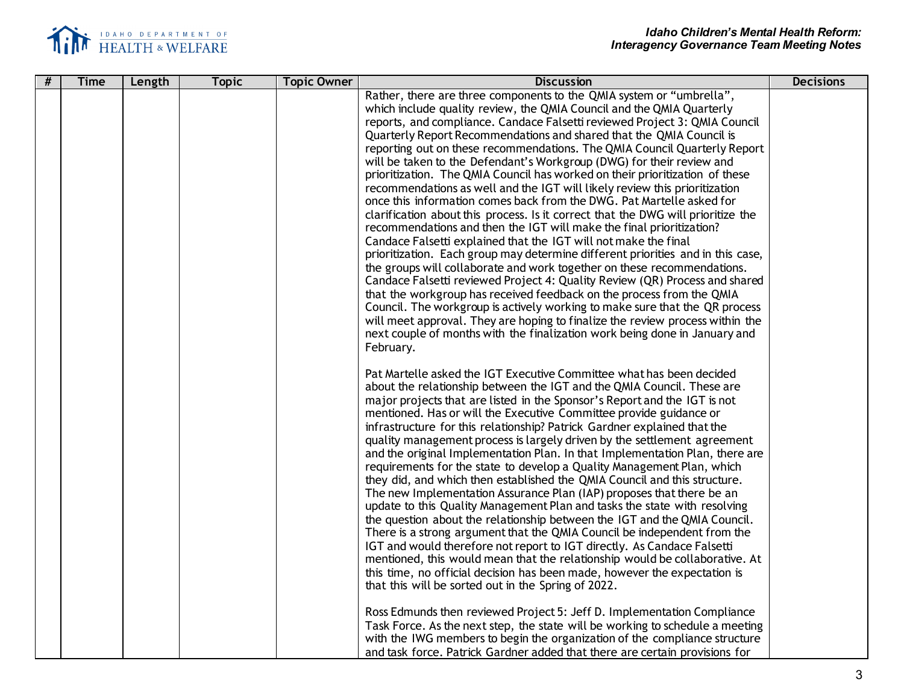| # | Time | Length | Topic | Topic Owner | Discussion | Decisions |
|---|---|---|---|---|---|---|
| | | | | | Rather, there are three components to the QMIA system or "umbrella", which include quality review, the QMIA Council and the QMIA Quarterly reports, and compliance. Candace Falsetti reviewed Project 3: QMIA Council Quarterly Report Recommendations and shared that the QMIA Council is reporting out on these recommendations. The QMIA Council Quarterly Report will be taken to the Defendant's Workgroup (DWG) for their review and prioritization. The QMIA Council has worked on their prioritization of these recommendations as well and the IGT will likely review this prioritization once this information comes back from the DWG. Pat Martelle asked for clarification about this process. Is it correct that the DWG will prioritize the recommendations and then the IGT will make the final prioritization? Candace Falsetti explained that the IGT will not make the final prioritization. Each group may determine different priorities and in this case, the groups will collaborate and work together on these recommendations. Candace Falsetti reviewed Project 4: Quality Review (QR) Process and shared that the workgroup has received feedback on the process from the QMIA Council. The workgroup is actively working to make sure that the QR process will meet approval. They are hoping to finalize the review process within the next couple of months with the finalization work being done in January and February.<br><br>Pat Martelle asked the IGT Executive Committee what has been decided about the relationship between the IGT and the QMIA Council. These are major projects that are listed in the Sponsor's Report and the IGT is not mentioned. Has or will the Executive Committee provide guidance or infrastructure for this relationship? Patrick Gardner explained that the quality management process is largely driven by the settlement agreement and the original Implementation Plan. In that Implementation Plan, there are requirements for the state to develop a Quality Management Plan, which they did, and which then established the QMIA Council and this structure. The new Implementation Assurance Plan (IAP) proposes that there be an update to this Quality Management Plan and tasks the state with resolving the question about the relationship between the IGT and the QMIA Council. There is a strong argument that the QMIA Council be independent from the IGT and would therefore not report to IGT directly. As Candace Falsetti mentioned, this would mean that the relationship would be collaborative. At this time, no official decision has been made, however the expectation is that this will be sorted out in the Spring of 2022.<br><br>Ross Edmunds then reviewed Project 5: Jeff D. Implementation Compliance Task Force. As the next step, the state will be working to schedule a meeting with the IWG members to begin the organization of the compliance structure and task force. Patrick Gardner added that there are certain provisions for | |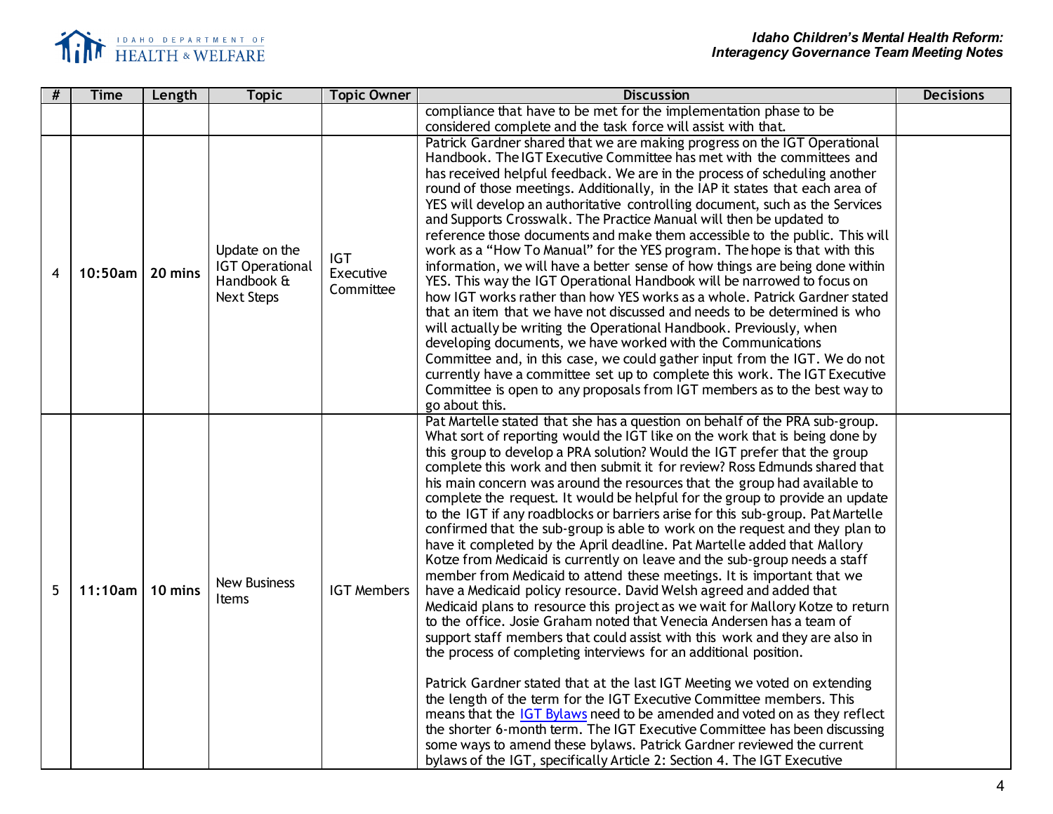| # | Time | Length | Topic | Topic Owner | Discussion | Decisions |
|---|---|---|---|---|---|---|
| | | | | | compliance that have to be met for the implementation phase to be considered complete and the task force will assist with that. | |
| 4 | 10:50am | 20 mins | Update on the IGT Operational Handbook & Next Steps | IGT Executive Committee | Patrick Gardner shared that we are making progress on the IGT Operational Handbook. The IGT Executive Committee has met with the committees and has received helpful feedback. We are in the process of scheduling another round of those meetings. Additionally, in the IAP it states that each area of YES will develop an authoritative controlling document, such as the Services and Supports Crosswalk. The Practice Manual will then be updated to reference those documents and make them accessible to the public. This will work as a "How To Manual" for the YES program. The hope is that with this information, we will have a better sense of how things are being done within YES. This way the IGT Operational Handbook will be narrowed to focus on how IGT works rather than how YES works as a whole. Patrick Gardner stated that an item that we have not discussed and needs to be determined is who will actually be writing the Operational Handbook. Previously, when developing documents, we have worked with the Communications Committee and, in this case, we could gather input from the IGT. We do not currently have a committee set up to complete this work. The IGT Executive Committee is open to any proposals from IGT members as to the best way to go about this. | |
| 5 | 11:10am | 10 mins | New Business Items | IGT Members | Pat Martelle stated that she has a question on behalf of the PRA sub-group. What sort of reporting would the IGT like on the work that is being done by this group to develop a PRA solution? Would the IGT prefer that the group complete this work and then submit it for review? Ross Edmunds shared that his main concern was around the resources that the group had available to complete the request. It would be helpful for the group to provide an update to the IGT if any roadblocks or barriers arise for this sub-group. Pat Martelle confirmed that the sub-group is able to work on the request and they plan to have it completed by the April deadline. Pat Martelle added that Mallory Kotze from Medicaid is currently on leave and the sub-group needs a staff member from Medicaid to attend these meetings. It is important that we have a Medicaid policy resource. David Welsh agreed and added that Medicaid plans to resource this project as we wait for Mallory Kotze to return to the office. Josie Graham noted that Venecia Andersen has a team of support staff members that could assist with this work and they are also in the process of completing interviews for an additional position.<br><br>Patrick Gardner stated that at the last IGT Meeting we voted on extending the length of the term for the IGT Executive Committee members. This means that the IGT Bylaws need to be amended and voted on as they reflect the shorter 6-month term. The IGT Executive Committee has been discussing some ways to amend these bylaws. Patrick Gardner reviewed the current bylaws of the IGT, specifically Article 2: Section 4. The IGT Executive | |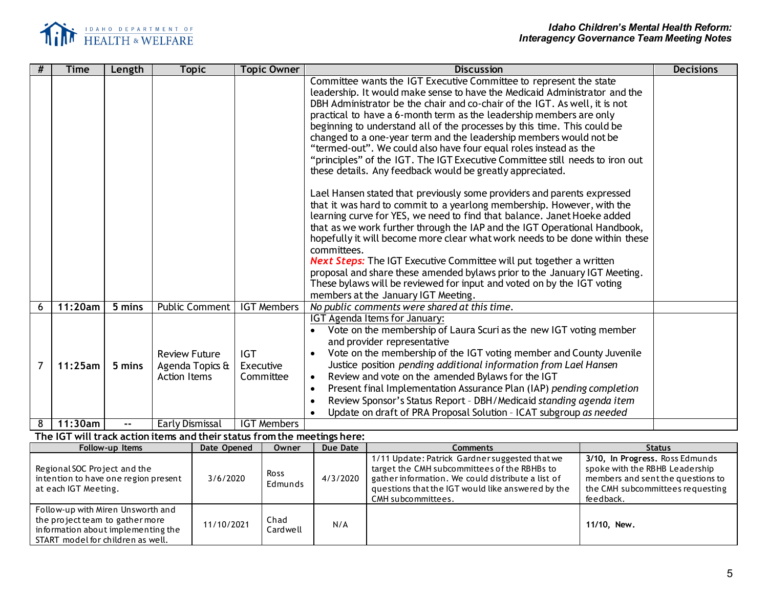| # | Time | Length | Topic | Topic Owner | Discussion | Decisions |
|---|---|---|---|---|---|---|
| | | | | | Committee wants the IGT Executive Committee to represent the state leadership. It would make sense to have the Medicaid Administrator and the DBH Administrator be the chair and co-chair of the IGT. As well, it is not practical to have a 6-month term as the leadership members are only beginning to understand all of the processes by this time. This could be changed to a one-year term and the leadership members would not be "termed-out". We could also have four equal roles instead as the "principles" of the IGT. The IGT Executive Committee still needs to iron out these details. Any feedback would be greatly appreciated.<br><br>Lael Hansen stated that previously some providers and parents expressed that it was hard to commit to a yearlong membership. However, with the learning curve for YES, we need to find that balance. Janet Hoeke added that as we work further through the IAP and the IGT Operational Handbook, hopefully it will become more clear what work needs to be done within these committees.<br>***Next Steps:*** The IGT Executive Committee will put together a written proposal and share these amended bylaws prior to the January IGT Meeting. These bylaws will be reviewed for input and voted on by the IGT voting members at the January IGT Meeting. | |
| 6 | 11:20am | 5 mins | Public Comment | IGT Members | *No public comments were shared at this time.* | |
| 7 | 11:25am | 5 mins | Review Future Agenda Topics & Action Items | IGT Executive Committee | IGT Agenda Items for January:<br>• Vote on the membership of Laura Scuri as the new IGT voting member and provider representative<br>• Vote on the membership of the IGT voting member and County Juvenile Justice position *pending additional information from Lael Hansen*<br>• Review and vote on the amended Bylaws for the IGT<br>• Present final Implementation Assurance Plan (IAP) *pending completion*<br>• Review Sponsor's Status Report – DBH/Medicaid *standing agenda item*<br>• Update on draft of PRA Proposal Solution – ICAT subgroup *as needed* | |
| 8 | 11:30am | -- | Early Dismissal | IGT Members | | |

**The IGT will track action items and their status from the meetings here:**

| Follow-up Items | Date Opened | Owner | Due Date | Comments | Status |
|---|---|---|---|---|---|
| Regional SOC Project and the intention to have one region present at each IGT Meeting. | 3/6/2020 | Ross Edmunds | 4/3/2020 | 1/11 Update: Patrick Gardner suggested that we target the CMH subcommittees of the RBHBs to gather information. We could distribute a list of questions that the IGT would like answered by the CMH subcommittees. | **3/10, In Progress.** Ross Edmunds spoke with the RBHB Leadership members and sent the questions to the CMH subcommittees requesting feedback. |
| Follow-up with Miren Unsworth and the project team to gather more information about implementing the START model for children as well. | 11/10/2021 | Chad Cardwell | N/A | | **11/10, New.** |